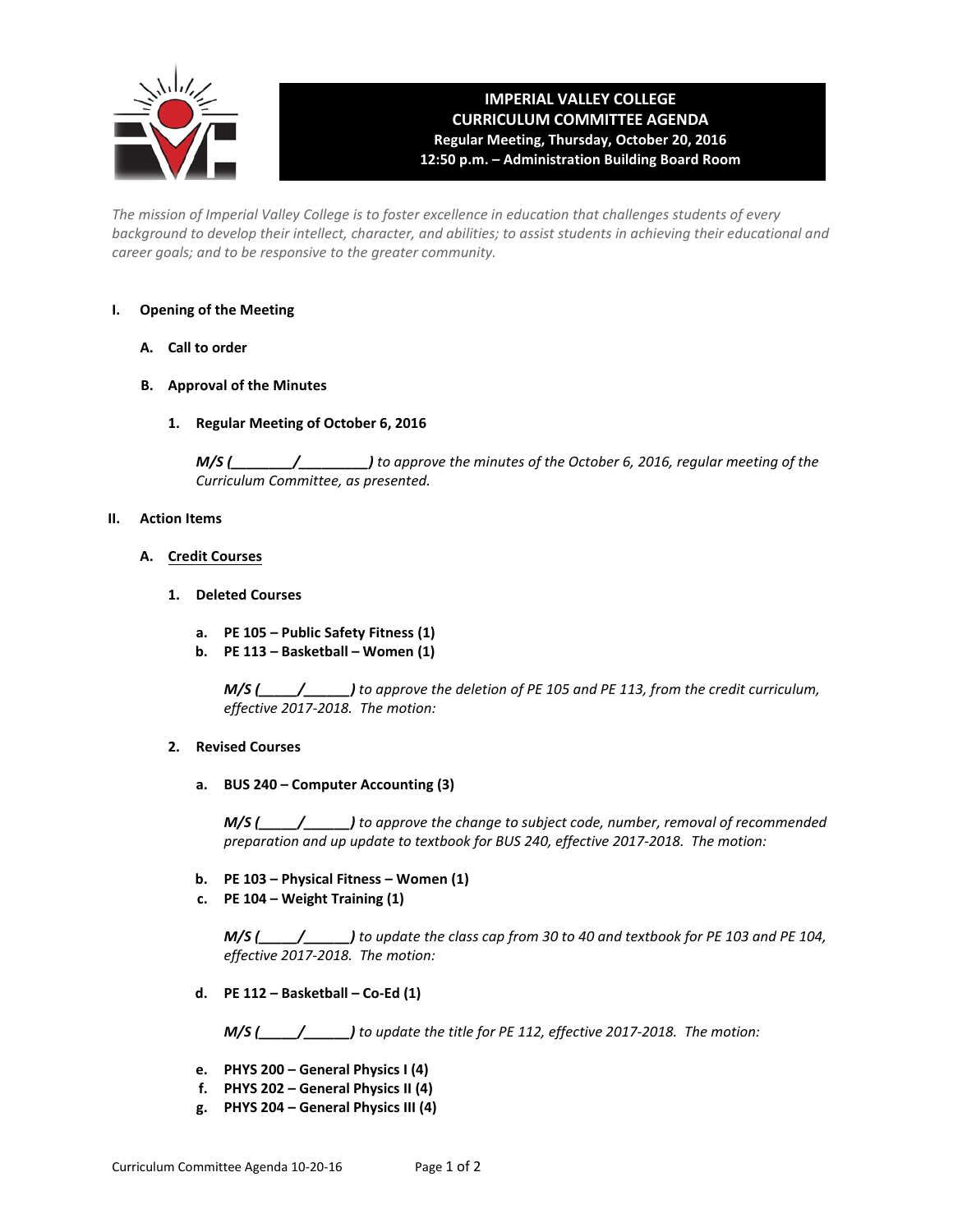# IMPERIAL VALLEY COLLEGE
## CURRICULUM COMMITTEE AGENDA
**Regular Meeting, Thursday, October 20, 2016**
**12:50 p.m. – Administration Building Board Room**

*The mission of Imperial Valley College is to foster excellence in education that challenges students of every background to develop their intellect, character, and abilities; to assist students in achieving their educational and career goals; and to be responsive to the greater community.*

**I. Opening of the Meeting**

**A. Call to order**

**B. Approval of the Minutes**

**1. Regular Meeting of October 6, 2016**

***M/S (________/________)*** *to approve the minutes of the October 6, 2016, regular meeting of the Curriculum Committee, as presented.*

**II. Action Items**

**A. <u>Credit Courses</u>**

**1. Deleted Courses**

**a. PE 105 – Public Safety Fitness (1)**
**b. PE 113 – Basketball – Women (1)**

***M/S (_____/______)*** *to approve the deletion of PE 105 and PE 113, from the credit curriculum, effective 2017-2018. The motion:*

**2. Revised Courses**

**a. BUS 240 – Computer Accounting (3)**

***M/S (_____/______)*** *to approve the change to subject code, number, removal of recommended preparation and up update to textbook for BUS 240, effective 2017-2018. The motion:*

**b. PE 103 – Physical Fitness – Women (1)**
**c. PE 104 – Weight Training (1)**

***M/S (_____/______)*** *to update the class cap from 30 to 40 and textbook for PE 103 and PE 104, effective 2017-2018. The motion:*

**d. PE 112 – Basketball – Co-Ed (1)**

***M/S (_____/______)*** *to update the title for PE 112, effective 2017-2018. The motion:*

**e. PHYS 200 – General Physics I (4)**
**f. PHYS 202 – General Physics II (4)**
**g. PHYS 204 – General Physics III (4)**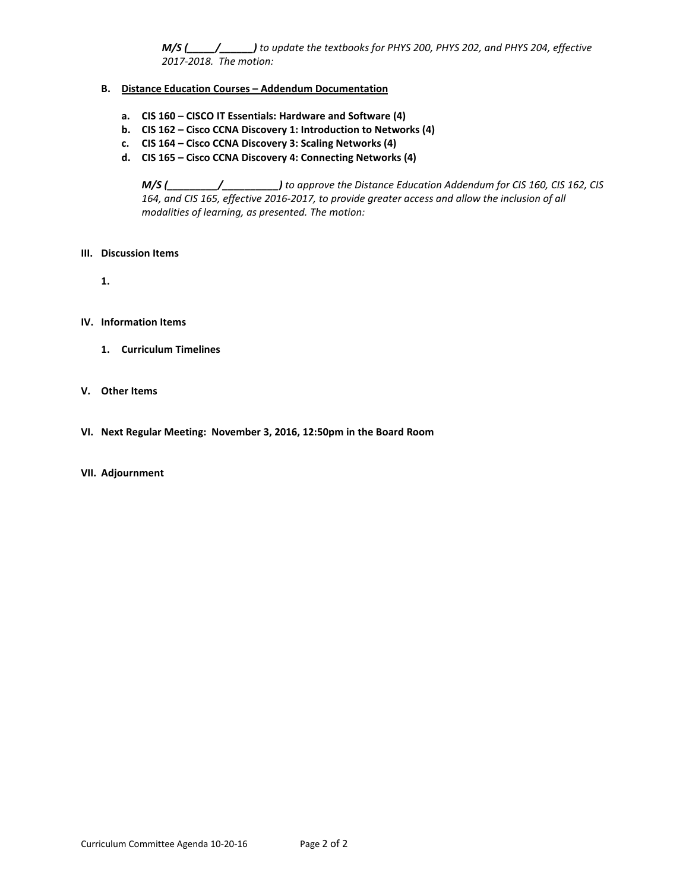***M/S (_____/______)*** *to update the textbooks for PHYS 200, PHYS 202, and PHYS 204, effective 2017-2018. The motion:*

**B. <u>Distance Education Courses – Addendum Documentation</u>**

**a. CIS 160 – CISCO IT Essentials: Hardware and Software (4)**
**b. CIS 162 – Cisco CCNA Discovery 1: Introduction to Networks (4)**
**c. CIS 164 – Cisco CCNA Discovery 3: Scaling Networks (4)**
**d. CIS 165 – Cisco CCNA Discovery 4: Connecting Networks (4)**

***M/S (_________/__________)*** *to approve the Distance Education Addendum for CIS 160, CIS 162, CIS 164, and CIS 165, effective 2016-2017, to provide greater access and allow the inclusion of all modalities of learning, as presented. The motion:*

**III. Discussion Items**

**1.**

**IV. Information Items**

**1. Curriculum Timelines**

**V. Other Items**

**VI. Next Regular Meeting: November 3, 2016, 12:50pm in the Board Room**

**VII. Adjournment**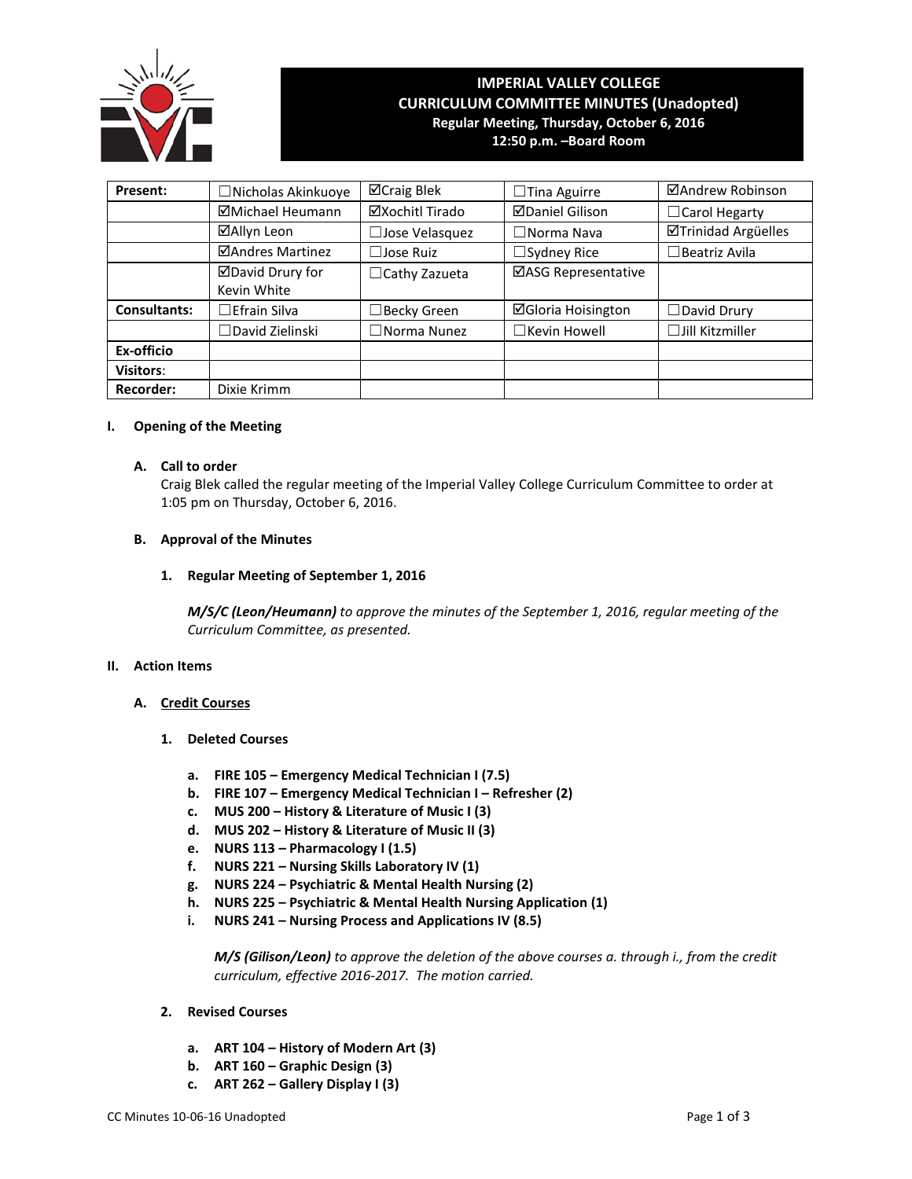# IMPERIAL VALLEY COLLEGE
## CURRICULUM COMMITTEE MINUTES (Unadopted)
**Regular Meeting, Thursday, October 6, 2016**
**12:50 p.m. –Board Room**

| Present: | ☐Nicholas Akinkuoye | ☑Craig Blek | ☐Tina Aguirre | ☑Andrew Robinson |
|---|---|---|---|---|
| | ☑Michael Heumann | ☑Xochitl Tirado | ☑Daniel Gilison | ☐Carol Hegarty |
| | ☑Allyn Leon | ☐Jose Velasquez | ☐Norma Nava | ☑Trinidad Argüelles |
| | ☑Andres Martinez | ☐Jose Ruiz | ☐Sydney Rice | ☐Beatriz Avila |
| | ☑David Drury for Kevin White | ☐Cathy Zazueta | ☑ASG Representative | |
| **Consultants:** | ☐Efrain Silva | ☐Becky Green | ☑Gloria Hoisington | ☐David Drury |
| | ☐David Zielinski | ☐Norma Nunez | ☐Kevin Howell | ☐Jill Kitzmiller |
| **Ex-officio** | | | | |
| **Visitors:** | | | | |
| **Recorder:** | Dixie Krimm | | | |

## I. Opening of the Meeting

### A. Call to order

Craig Blek called the regular meeting of the Imperial Valley College Curriculum Committee to order at 1:05 pm on Thursday, October 6, 2016.

### B. Approval of the Minutes

**1. Regular Meeting of September 1, 2016**

***M/S/C (Leon/Heumann)*** *to approve the minutes of the September 1, 2016, regular meeting of the Curriculum Committee, as presented.*

## II. Action Items

### A. Credit Courses

**1. Deleted Courses**

- **a. FIRE 105 – Emergency Medical Technician I (7.5)**
- **b. FIRE 107 – Emergency Medical Technician I – Refresher (2)**
- **c. MUS 200 – History & Literature of Music I (3)**
- **d. MUS 202 – History & Literature of Music II (3)**
- **e. NURS 113 – Pharmacology I (1.5)**
- **f. NURS 221 – Nursing Skills Laboratory IV (1)**
- **g. NURS 224 – Psychiatric & Mental Health Nursing (2)**
- **h. NURS 225 – Psychiatric & Mental Health Nursing Application (1)**
- **i. NURS 241 – Nursing Process and Applications IV (8.5)**

***M/S (Gilison/Leon)*** *to approve the deletion of the above courses a. through i., from the credit curriculum, effective 2016-2017. The motion carried.*

**2. Revised Courses**

- **a. ART 104 – History of Modern Art (3)**
- **b. ART 160 – Graphic Design (3)**
- **c. ART 262 – Gallery Display I (3)**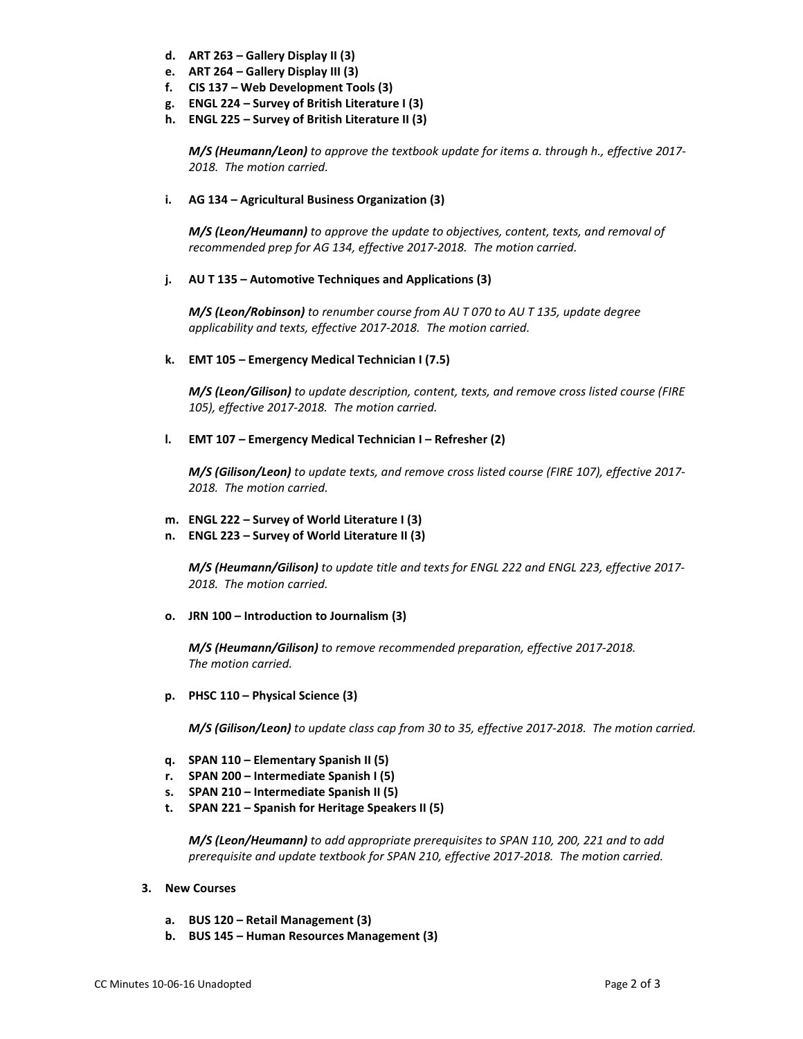d. **ART 263 – Gallery Display II (3)**
e. **ART 264 – Gallery Display III (3)**
f. **CIS 137 – Web Development Tools (3)**
g. **ENGL 224 – Survey of British Literature I (3)**
h. **ENGL 225 – Survey of British Literature II (3)**

   ***M/S (Heumann/Leon)*** *to approve the textbook update for items a. through h., effective 2017-2018. The motion carried.*

i. **AG 134 – Agricultural Business Organization (3)**

   ***M/S (Leon/Heumann)*** *to approve the update to objectives, content, texts, and removal of recommended prep for AG 134, effective 2017-2018. The motion carried.*

j. **AU T 135 – Automotive Techniques and Applications (3)**

   ***M/S (Leon/Robinson)*** *to renumber course from AU T 070 to AU T 135, update degree applicability and texts, effective 2017-2018. The motion carried.*

k. **EMT 105 – Emergency Medical Technician I (7.5)**

   ***M/S (Leon/Gilison)*** *to update description, content, texts, and remove cross listed course (FIRE 105), effective 2017-2018. The motion carried.*

l. **EMT 107 – Emergency Medical Technician I – Refresher (2)**

   ***M/S (Gilison/Leon)*** *to update texts, and remove cross listed course (FIRE 107), effective 2017-2018. The motion carried.*

m. **ENGL 222 – Survey of World Literature I (3)**
n. **ENGL 223 – Survey of World Literature II (3)**

   ***M/S (Heumann/Gilison)*** *to update title and texts for ENGL 222 and ENGL 223, effective 2017-2018. The motion carried.*

o. **JRN 100 – Introduction to Journalism (3)**

   ***M/S (Heumann/Gilison)*** *to remove recommended preparation, effective 2017-2018. The motion carried.*

p. **PHSC 110 – Physical Science (3)**

   ***M/S (Gilison/Leon)*** *to update class cap from 30 to 35, effective 2017-2018. The motion carried.*

q. **SPAN 110 – Elementary Spanish II (5)**
r. **SPAN 200 – Intermediate Spanish I (5)**
s. **SPAN 210 – Intermediate Spanish II (5)**
t. **SPAN 221 – Spanish for Heritage Speakers II (5)**

   ***M/S (Leon/Heumann)*** *to add appropriate prerequisites to SPAN 110, 200, 221 and to add prerequisite and update textbook for SPAN 210, effective 2017-2018. The motion carried.*

3. **New Courses**

   a. **BUS 120 – Retail Management (3)**
   b. **BUS 145 – Human Resources Management (3)**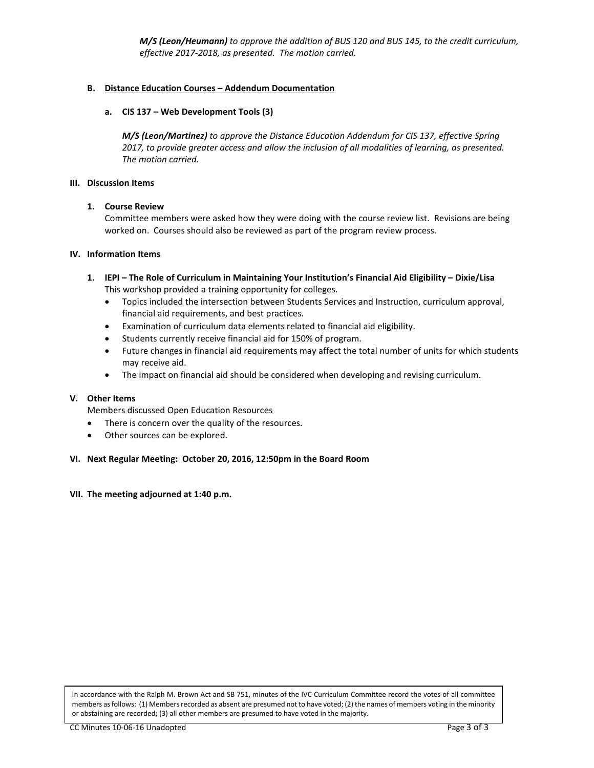***M/S (Leon/Heumann)*** *to approve the addition of BUS 120 and BUS 145, to the credit curriculum, effective 2017-2018, as presented. The motion carried.*

**B. Distance Education Courses – Addendum Documentation**

**a. CIS 137 – Web Development Tools (3)**

***M/S (Leon/Martinez)*** *to approve the Distance Education Addendum for CIS 137, effective Spring 2017, to provide greater access and allow the inclusion of all modalities of learning, as presented. The motion carried.*

## III. Discussion Items

**1. Course Review**

Committee members were asked how they were doing with the course review list. Revisions are being worked on. Courses should also be reviewed as part of the program review process.

## IV. Information Items

**1. IEPI – The Role of Curriculum in Maintaining Your Institution's Financial Aid Eligibility – Dixie/Lisa**

This workshop provided a training opportunity for colleges.

- Topics included the intersection between Students Services and Instruction, curriculum approval, financial aid requirements, and best practices.
- Examination of curriculum data elements related to financial aid eligibility.
- Students currently receive financial aid for 150% of program.
- Future changes in financial aid requirements may affect the total number of units for which students may receive aid.
- The impact on financial aid should be considered when developing and revising curriculum.

## V. Other Items

Members discussed Open Education Resources

- There is concern over the quality of the resources.
- Other sources can be explored.

## VI. Next Regular Meeting: October 20, 2016, 12:50pm in the Board Room

## VII. The meeting adjourned at 1:40 p.m.

In accordance with the Ralph M. Brown Act and SB 751, minutes of the IVC Curriculum Committee record the votes of all committee members as follows: (1) Members recorded as absent are presumed not to have voted; (2) the names of members voting in the minority or abstaining are recorded; (3) all other members are presumed to have voted in the majority.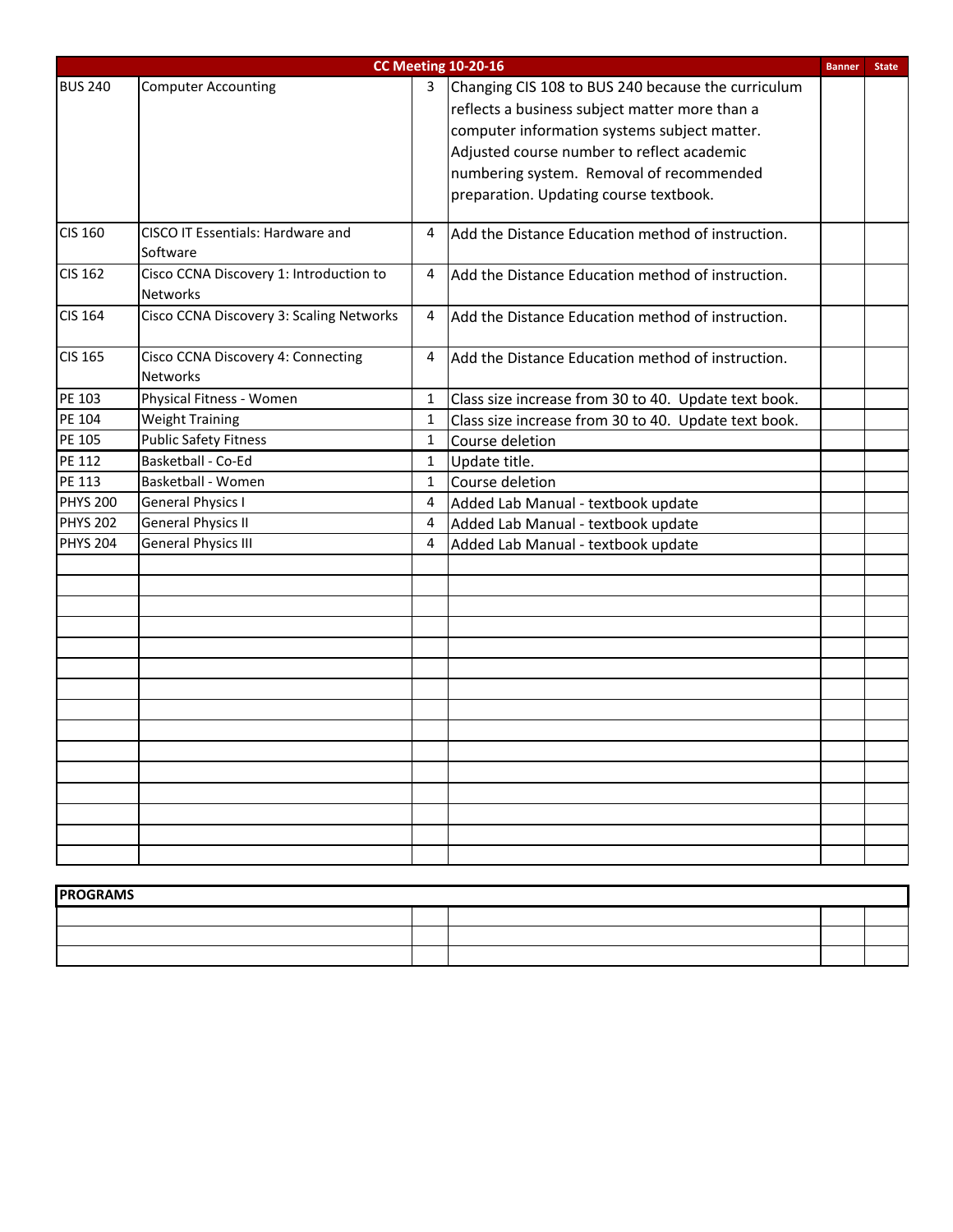| CC Meeting 10-20-16 | | | | Banner | State |
|---|---|---|---|---|---|
| BUS 240 | Computer Accounting | 3 | Changing CIS 108 to BUS 240 because the curriculum reflects a business subject matter more than a computer information systems subject matter. Adjusted course number to reflect academic numbering system. Removal of recommended preparation. Updating course textbook. | | |
| CIS 160 | CISCO IT Essentials: Hardware and Software | 4 | Add the Distance Education method of instruction. | | |
| CIS 162 | Cisco CCNA Discovery 1: Introduction to Networks | 4 | Add the Distance Education method of instruction. | | |
| CIS 164 | Cisco CCNA Discovery 3: Scaling Networks | 4 | Add the Distance Education method of instruction. | | |
| CIS 165 | Cisco CCNA Discovery 4: Connecting Networks | 4 | Add the Distance Education method of instruction. | | |
| PE 103 | Physical Fitness - Women | 1 | Class size increase from 30 to 40. Update text book. | | |
| PE 104 | Weight Training | 1 | Class size increase from 30 to 40. Update text book. | | |
| PE 105 | Public Safety Fitness | 1 | Course deletion | | |
| PE 112 | Basketball - Co-Ed | 1 | Update title. | | |
| PE 113 | Basketball - Women | 1 | Course deletion | | |
| PHYS 200 | General Physics I | 4 | Added Lab Manual - textbook update | | |
| PHYS 202 | General Physics II | 4 | Added Lab Manual - textbook update | | |
| PHYS 204 | General Physics III | 4 | Added Lab Manual - textbook update | | |

| PROGRAMS | | | | |
|---|---|---|---|---|
| | | | | |
| | | | | |
| | | | | |